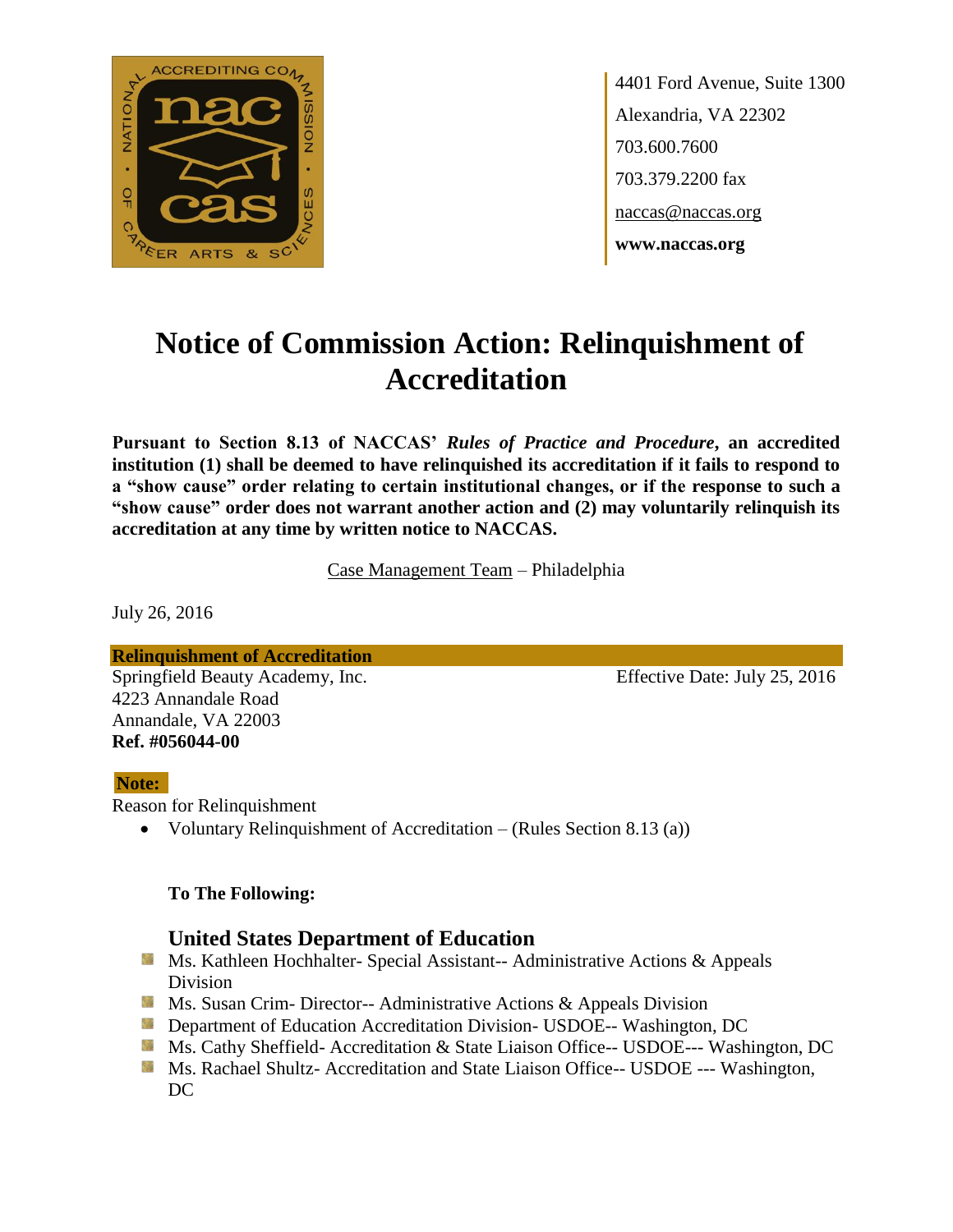4401 Ford Avenue, Suite 1300
Alexandria, VA 22302
703.600.7600
703.379.2200 fax
naccas@naccas.org
**www.naccas.org**

# Notice of Commission Action: Relinquishment of Accreditation

**Pursuant to Section 8.13 of NACCAS' *Rules of Practice and Procedure*, an accredited institution (1) shall be deemed to have relinquished its accreditation if it fails to respond to a "show cause" order relating to certain institutional changes, or if the response to such a "show cause" order does not warrant another action and (2) may voluntarily relinquish its accreditation at any time by written notice to NACCAS.**

Case Management Team – Philadelphia

July 26, 2016

**Relinquishment of Accreditation**

Springfield Beauty Academy, Inc.
4223 Annandale Road
Annandale, VA 22003
**Ref. #056044-00**

Effective Date: July 25, 2016

**Note:**

Reason for Relinquishment

- Voluntary Relinquishment of Accreditation – (Rules Section 8.13 (a))

**To The Following:**

### United States Department of Education

- Ms. Kathleen Hochhalter- Special Assistant-- Administrative Actions & Appeals Division
- Ms. Susan Crim- Director-- Administrative Actions & Appeals Division
- Department of Education Accreditation Division- USDOE-- Washington, DC
- Ms. Cathy Sheffield- Accreditation & State Liaison Office-- USDOE--- Washington, DC
- Ms. Rachael Shultz- Accreditation and State Liaison Office-- USDOE --- Washington, DC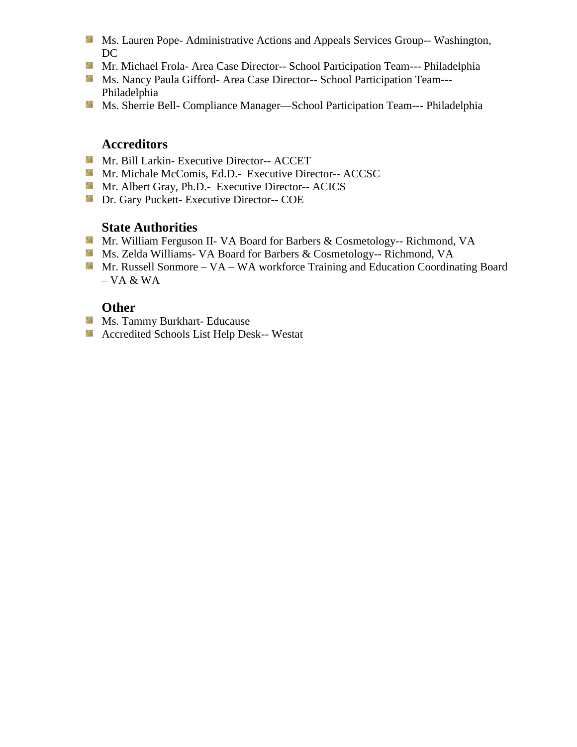- Ms. Lauren Pope- Administrative Actions and Appeals Services Group-- Washington, DC
- Mr. Michael Frola- Area Case Director-- School Participation Team--- Philadelphia
- Ms. Nancy Paula Gifford- Area Case Director-- School Participation Team--- Philadelphia
- Ms. Sherrie Bell- Compliance Manager—School Participation Team--- Philadelphia

### Accreditors

- Mr. Bill Larkin- Executive Director-- ACCET
- Mr. Michale McComis, Ed.D.- Executive Director-- ACCSC
- Mr. Albert Gray, Ph.D.- Executive Director-- ACICS
- Dr. Gary Puckett- Executive Director-- COE

### State Authorities

- Mr. William Ferguson II- VA Board for Barbers & Cosmetology-- Richmond, VA
- Ms. Zelda Williams- VA Board for Barbers & Cosmetology-- Richmond, VA
- Mr. Russell Sonmore – VA – WA workforce Training and Education Coordinating Board – VA & WA

### Other

- Ms. Tammy Burkhart- Educause
- Accredited Schools List Help Desk-- Westat